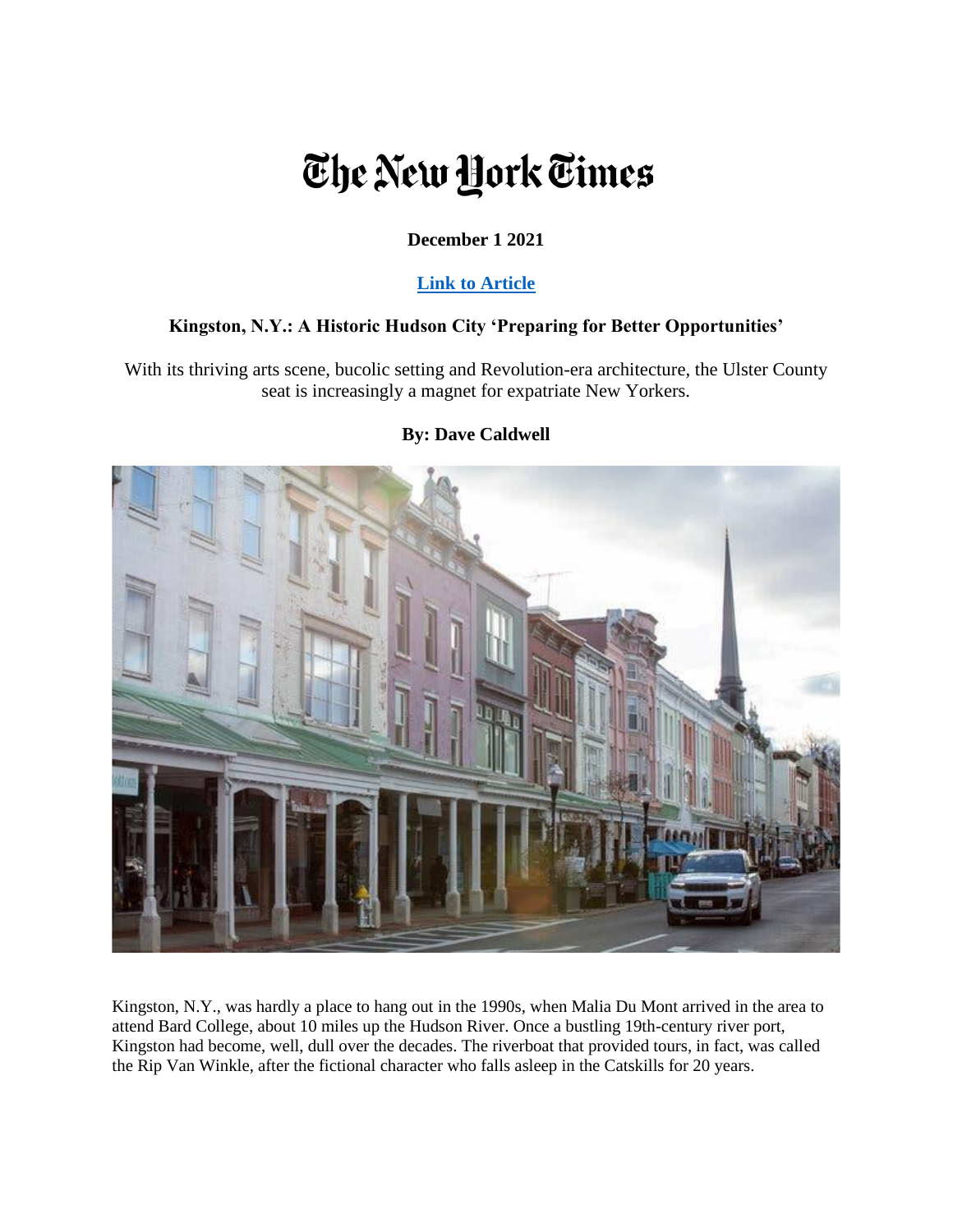# The New York Times

**December 1 2021**

**[Link to Article]**

### Kingston, N.Y.: A Historic Hudson City 'Preparing for Better Opportunities'

With its thriving arts scene, bucolic setting and Revolution-era architecture, the Ulster County seat is increasingly a magnet for expatriate New Yorkers.

**By: Dave Caldwell**

Kingston, N.Y., was hardly a place to hang out in the 1990s, when Malia Du Mont arrived in the area to attend Bard College, about 10 miles up the Hudson River. Once a bustling 19th-century river port, Kingston had become, well, dull over the decades. The riverboat that provided tours, in fact, was called the Rip Van Winkle, after the fictional character who falls asleep in the Catskills for 20 years.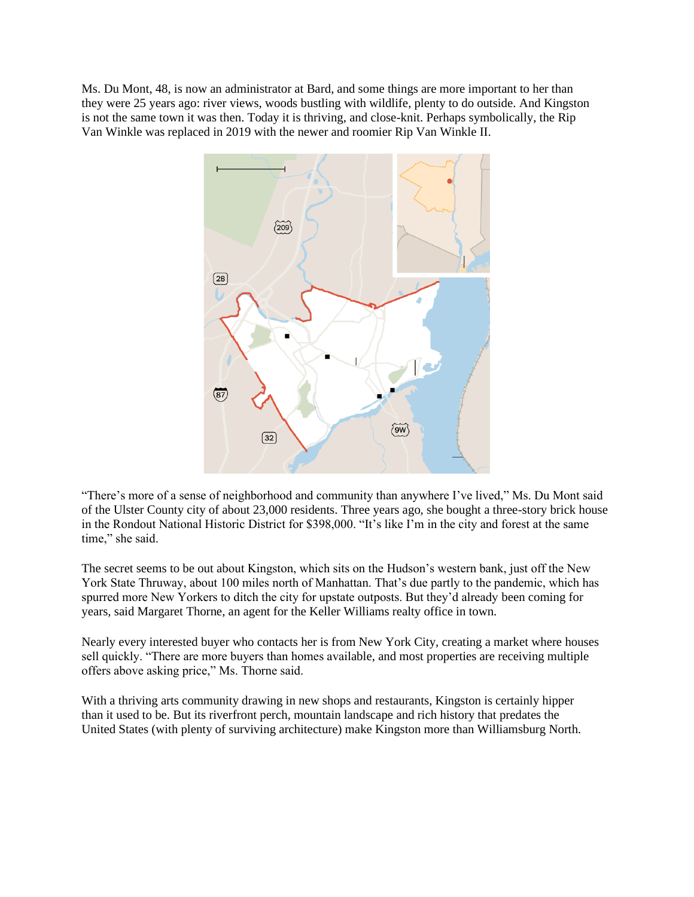Ms. Du Mont, 48, is now an administrator at Bard, and some things are more important to her than they were 25 years ago: river views, woods bustling with wildlife, plenty to do outside. And Kingston is not the same town it was then. Today it is thriving, and close-knit. Perhaps symbolically, the Rip Van Winkle was replaced in 2019 with the newer and roomier Rip Van Winkle II.

“There’s more of a sense of neighborhood and community than anywhere I’ve lived,” Ms. Du Mont said of the Ulster County city of about 23,000 residents. Three years ago, she bought a three-story brick house in the Rondout National Historic District for $398,000. “It’s like I’m in the city and forest at the same time,” she said.

The secret seems to be out about Kingston, which sits on the Hudson’s western bank, just off the New York State Thruway, about 100 miles north of Manhattan. That’s due partly to the pandemic, which has spurred more New Yorkers to ditch the city for upstate outposts. But they’d already been coming for years, said Margaret Thorne, an agent for the Keller Williams realty office in town.

Nearly every interested buyer who contacts her is from New York City, creating a market where houses sell quickly. “There are more buyers than homes available, and most properties are receiving multiple offers above asking price,” Ms. Thorne said.

With a thriving arts community drawing in new shops and restaurants, Kingston is certainly hipper than it used to be. But its riverfront perch, mountain landscape and rich history that predates the United States (with plenty of surviving architecture) make Kingston more than Williamsburg North.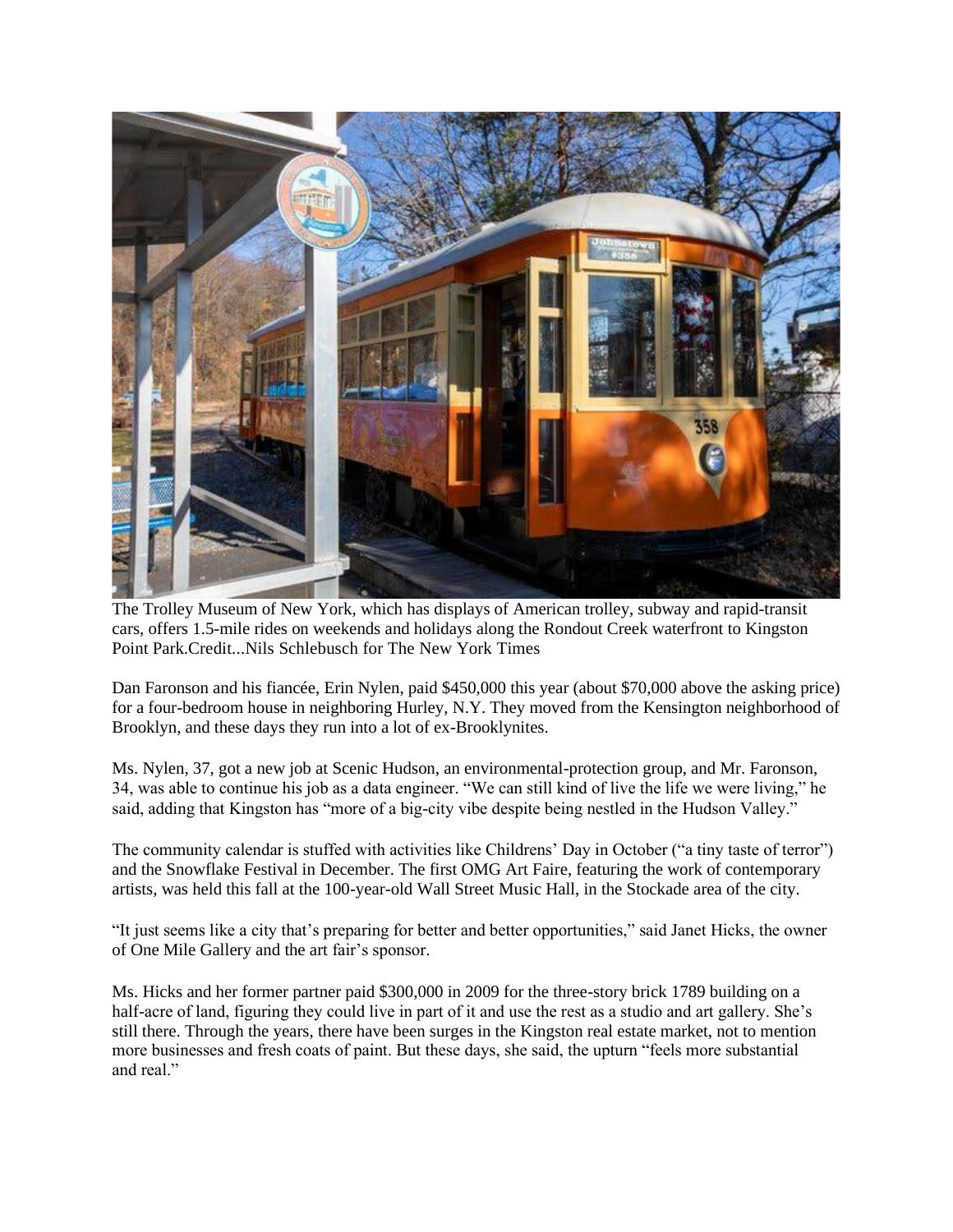The Trolley Museum of New York, which has displays of American trolley, subway and rapid-transit cars, offers 1.5-mile rides on weekends and holidays along the Rondout Creek waterfront to Kingston Point Park.Credit...Nils Schlebusch for The New York Times

Dan Faronson and his fiancée, Erin Nylen, paid $450,000 this year (about $70,000 above the asking price) for a four-bedroom house in neighboring Hurley, N.Y. They moved from the Kensington neighborhood of Brooklyn, and these days they run into a lot of ex-Brooklynites.

Ms. Nylen, 37, got a new job at Scenic Hudson, an environmental-protection group, and Mr. Faronson, 34, was able to continue his job as a data engineer. "We can still kind of live the life we were living," he said, adding that Kingston has "more of a big-city vibe despite being nestled in the Hudson Valley."

The community calendar is stuffed with activities like Childrens' Day in October ("a tiny taste of terror") and the Snowflake Festival in December. The first OMG Art Faire, featuring the work of contemporary artists, was held this fall at the 100-year-old Wall Street Music Hall, in the Stockade area of the city.

"It just seems like a city that's preparing for better and better opportunities," said Janet Hicks, the owner of One Mile Gallery and the art fair's sponsor.

Ms. Hicks and her former partner paid $300,000 in 2009 for the three-story brick 1789 building on a half-acre of land, figuring they could live in part of it and use the rest as a studio and art gallery. She's still there. Through the years, there have been surges in the Kingston real estate market, not to mention more businesses and fresh coats of paint. But these days, she said, the upturn "feels more substantial and real."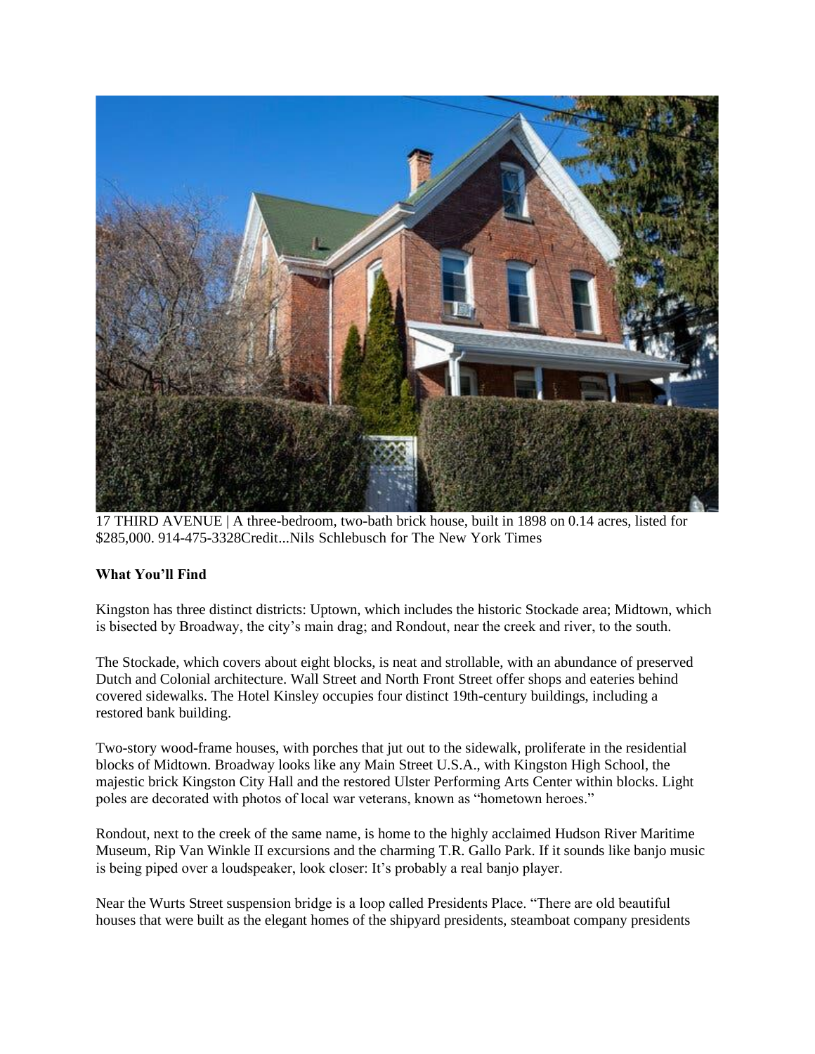17 THIRD AVENUE | A three-bedroom, two-bath brick house, built in 1898 on 0.14 acres, listed for $285,000. 914-475-3328Credit...Nils Schlebusch for The New York Times

**What You'll Find**

Kingston has three distinct districts: Uptown, which includes the historic Stockade area; Midtown, which is bisected by Broadway, the city's main drag; and Rondout, near the creek and river, to the south.

The Stockade, which covers about eight blocks, is neat and strollable, with an abundance of preserved Dutch and Colonial architecture. Wall Street and North Front Street offer shops and eateries behind covered sidewalks. The Hotel Kinsley occupies four distinct 19th-century buildings, including a restored bank building.

Two-story wood-frame houses, with porches that jut out to the sidewalk, proliferate in the residential blocks of Midtown. Broadway looks like any Main Street U.S.A., with Kingston High School, the majestic brick Kingston City Hall and the restored Ulster Performing Arts Center within blocks. Light poles are decorated with photos of local war veterans, known as "hometown heroes."

Rondout, next to the creek of the same name, is home to the highly acclaimed Hudson River Maritime Museum, Rip Van Winkle II excursions and the charming T.R. Gallo Park. If it sounds like banjo music is being piped over a loudspeaker, look closer: It's probably a real banjo player.

Near the Wurts Street suspension bridge is a loop called Presidents Place. "There are old beautiful houses that were built as the elegant homes of the shipyard presidents, steamboat company presidents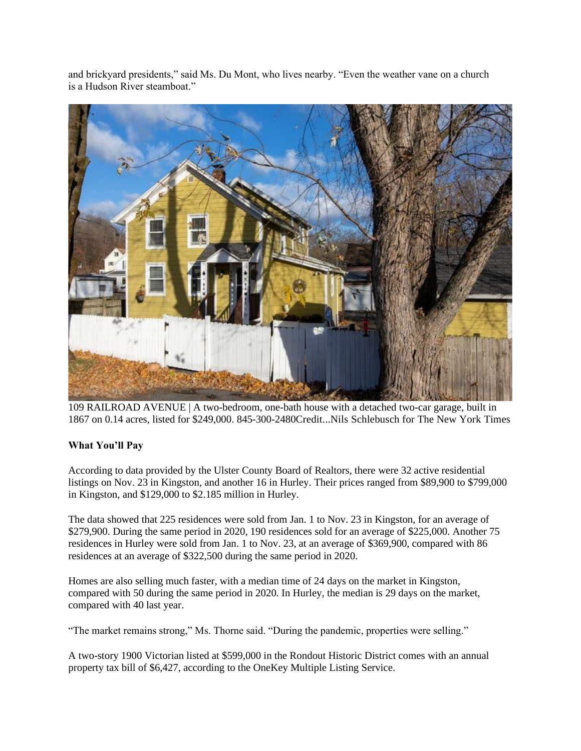and brickyard presidents," said Ms. Du Mont, who lives nearby. "Even the weather vane on a church is a Hudson River steamboat."

109 RAILROAD AVENUE | A two-bedroom, one-bath house with a detached two-car garage, built in 1867 on 0.14 acres, listed for $249,000. 845-300-2480Credit...Nils Schlebusch for The New York Times

**What You'll Pay**

According to data provided by the Ulster County Board of Realtors, there were 32 active residential listings on Nov. 23 in Kingston, and another 16 in Hurley. Their prices ranged from $89,900 to $799,000 in Kingston, and $129,000 to $2.185 million in Hurley.

The data showed that 225 residences were sold from Jan. 1 to Nov. 23 in Kingston, for an average of $279,900. During the same period in 2020, 190 residences sold for an average of $225,000. Another 75 residences in Hurley were sold from Jan. 1 to Nov. 23, at an average of $369,900, compared with 86 residences at an average of $322,500 during the same period in 2020.

Homes are also selling much faster, with a median time of 24 days on the market in Kingston, compared with 50 during the same period in 2020. In Hurley, the median is 29 days on the market, compared with 40 last year.

"The market remains strong," Ms. Thorne said. "During the pandemic, properties were selling."

A two-story 1900 Victorian listed at $599,000 in the Rondout Historic District comes with an annual property tax bill of $6,427, according to the OneKey Multiple Listing Service.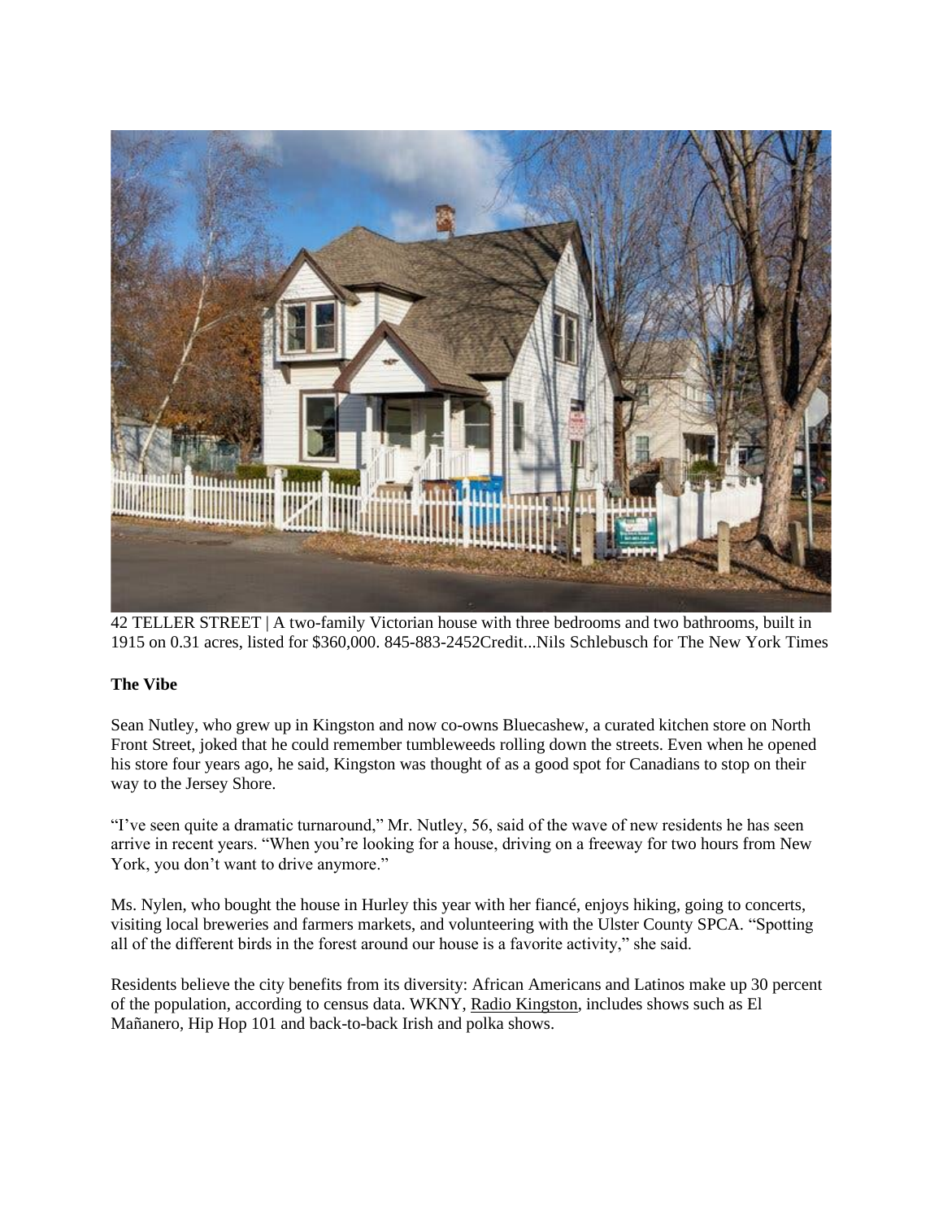42 TELLER STREET | A two-family Victorian house with three bedrooms and two bathrooms, built in 1915 on 0.31 acres, listed for $360,000. 845-883-2452Credit...Nils Schlebusch for The New York Times

**The Vibe**

Sean Nutley, who grew up in Kingston and now co-owns Bluecashew, a curated kitchen store on North Front Street, joked that he could remember tumbleweeds rolling down the streets. Even when he opened his store four years ago, he said, Kingston was thought of as a good spot for Canadians to stop on their way to the Jersey Shore.

"I've seen quite a dramatic turnaround," Mr. Nutley, 56, said of the wave of new residents he has seen arrive in recent years. "When you're looking for a house, driving on a freeway for two hours from New York, you don't want to drive anymore."

Ms. Nylen, who bought the house in Hurley this year with her fiancé, enjoys hiking, going to concerts, visiting local breweries and farmers markets, and volunteering with the Ulster County SPCA. "Spotting all of the different birds in the forest around our house is a favorite activity," she said.

Residents believe the city benefits from its diversity: African Americans and Latinos make up 30 percent of the population, according to census data. WKNY, Radio Kingston, includes shows such as El Mañanero, Hip Hop 101 and back-to-back Irish and polka shows.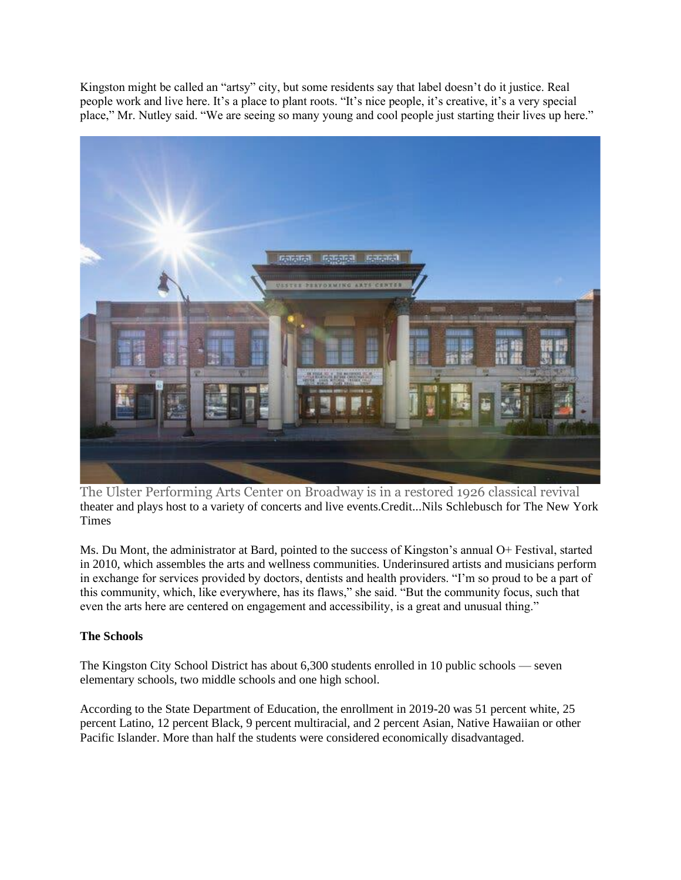Kingston might be called an "artsy" city, but some residents say that label doesn't do it justice. Real people work and live here. It's a place to plant roots. "It's nice people, it's creative, it's a very special place," Mr. Nutley said. "We are seeing so many young and cool people just starting their lives up here."

The Ulster Performing Arts Center on Broadway is in a restored 1926 classical revival theater and plays host to a variety of concerts and live events.Credit...Nils Schlebusch for The New York Times

Ms. Du Mont, the administrator at Bard, pointed to the success of Kingston's annual O+ Festival, started in 2010, which assembles the arts and wellness communities. Underinsured artists and musicians perform in exchange for services provided by doctors, dentists and health providers. "I'm so proud to be a part of this community, which, like everywhere, has its flaws," she said. "But the community focus, such that even the arts here are centered on engagement and accessibility, is a great and unusual thing."

**The Schools**

The Kingston City School District has about 6,300 students enrolled in 10 public schools — seven elementary schools, two middle schools and one high school.

According to the State Department of Education, the enrollment in 2019-20 was 51 percent white, 25 percent Latino, 12 percent Black, 9 percent multiracial, and 2 percent Asian, Native Hawaiian or other Pacific Islander. More than half the students were considered economically disadvantaged.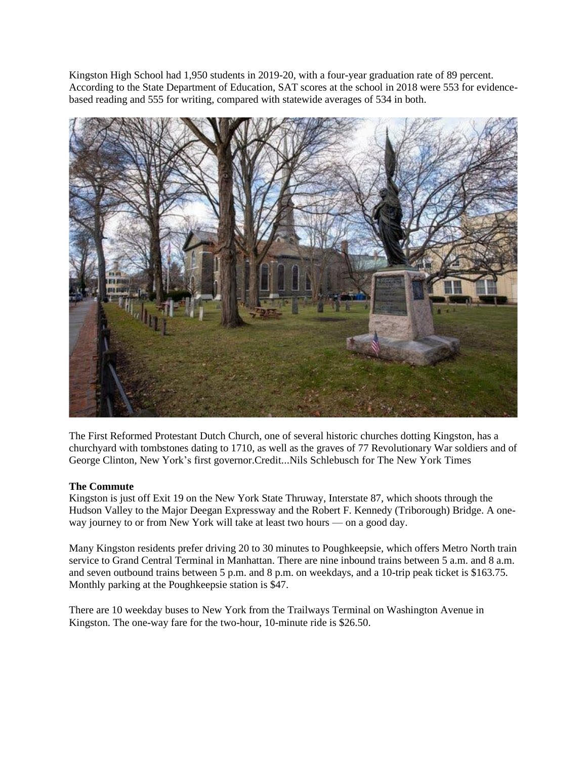Kingston High School had 1,950 students in 2019-20, with a four-year graduation rate of 89 percent. According to the State Department of Education, SAT scores at the school in 2018 were 553 for evidence-based reading and 555 for writing, compared with statewide averages of 534 in both.

The First Reformed Protestant Dutch Church, one of several historic churches dotting Kingston, has a churchyard with tombstones dating to 1710, as well as the graves of 77 Revolutionary War soldiers and of George Clinton, New York's first governor.Credit...Nils Schlebusch for The New York Times

**The Commute**

Kingston is just off Exit 19 on the New York State Thruway, Interstate 87, which shoots through the Hudson Valley to the Major Deegan Expressway and the Robert F. Kennedy (Triborough) Bridge. A one-way journey to or from New York will take at least two hours — on a good day.

Many Kingston residents prefer driving 20 to 30 minutes to Poughkeepsie, which offers Metro North train service to Grand Central Terminal in Manhattan. There are nine inbound trains between 5 a.m. and 8 a.m. and seven outbound trains between 5 p.m. and 8 p.m. on weekdays, and a 10-trip peak ticket is $163.75. Monthly parking at the Poughkeepsie station is $47.

There are 10 weekday buses to New York from the Trailways Terminal on Washington Avenue in Kingston. The one-way fare for the two-hour, 10-minute ride is $26.50.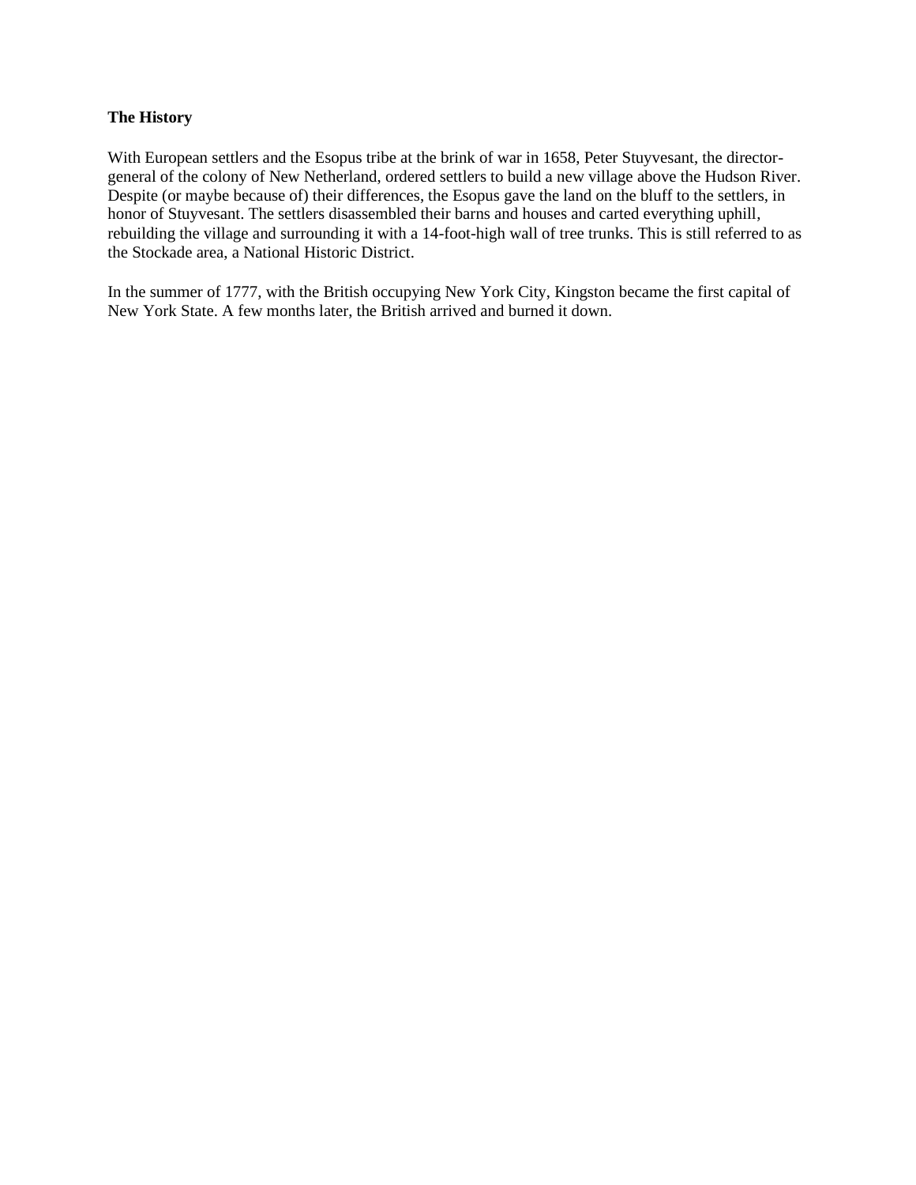**The History**

With European settlers and the Esopus tribe at the brink of war in 1658, Peter Stuyvesant, the director-general of the colony of New Netherland, ordered settlers to build a new village above the Hudson River. Despite (or maybe because of) their differences, the Esopus gave the land on the bluff to the settlers, in honor of Stuyvesant. The settlers disassembled their barns and houses and carted everything uphill, rebuilding the village and surrounding it with a 14-foot-high wall of tree trunks. This is still referred to as the Stockade area, a National Historic District.

In the summer of 1777, with the British occupying New York City, Kingston became the first capital of New York State. A few months later, the British arrived and burned it down.